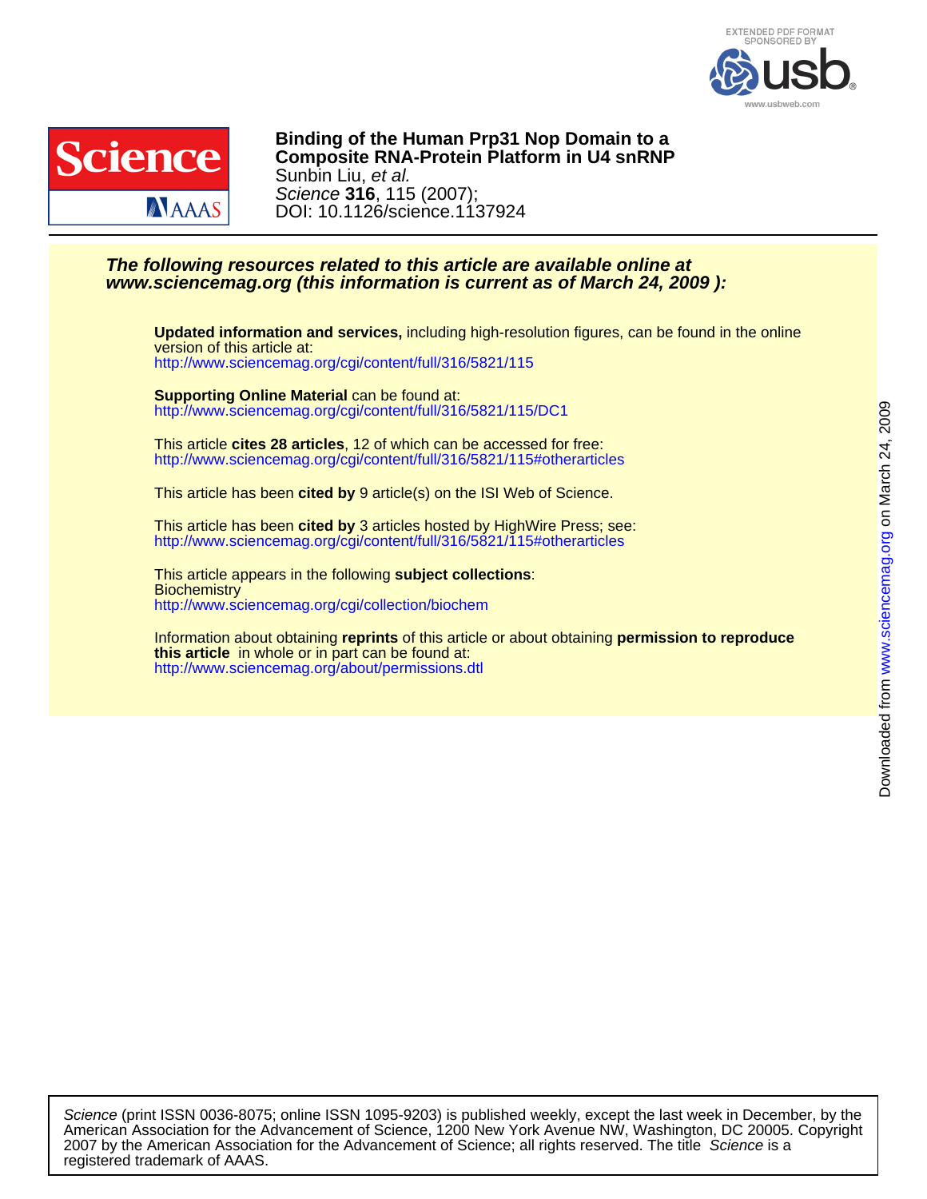EXTENDED PDF FORMAT SPONSORED BY usb www.usbweb.com

**Binding of the Human Prp31 Nop Domain to a Composite RNA-Protein Platform in U4 snRNP**
Sunbin Liu, *et al.*
*Science* **316**, 115 (2007);
DOI: 10.1126/science.1137924

***The following resources related to this article are available online at www.sciencemag.org (this information is current as of March 24, 2009 ):***

**Updated information and services,** including high-resolution figures, can be found in the online version of this article at:
http://www.sciencemag.org/cgi/content/full/316/5821/115

**Supporting Online Material** can be found at:
http://www.sciencemag.org/cgi/content/full/316/5821/115/DC1

This article **cites 28 articles**, 12 of which can be accessed for free:
http://www.sciencemag.org/cgi/content/full/316/5821/115#otherarticles

This article has been **cited by** 9 article(s) on the ISI Web of Science.

This article has been **cited by** 3 articles hosted by HighWire Press; see:
http://www.sciencemag.org/cgi/content/full/316/5821/115#otherarticles

This article appears in the following **subject collections**:
Biochemistry
http://www.sciencemag.org/cgi/collection/biochem

Information about obtaining **reprints** of this article or about obtaining **permission to reproduce this article** in whole or in part can be found at:
http://www.sciencemag.org/about/permissions.dtl

Downloaded from www.sciencemag.org on March 24, 2009

*Science* (print ISSN 0036-8075; online ISSN 1095-9203) is published weekly, except the last week in December, by the American Association for the Advancement of Science, 1200 New York Avenue NW, Washington, DC 20005. Copyright 2007 by the American Association for the Advancement of Science; all rights reserved. The title *Science* is a registered trademark of AAAS.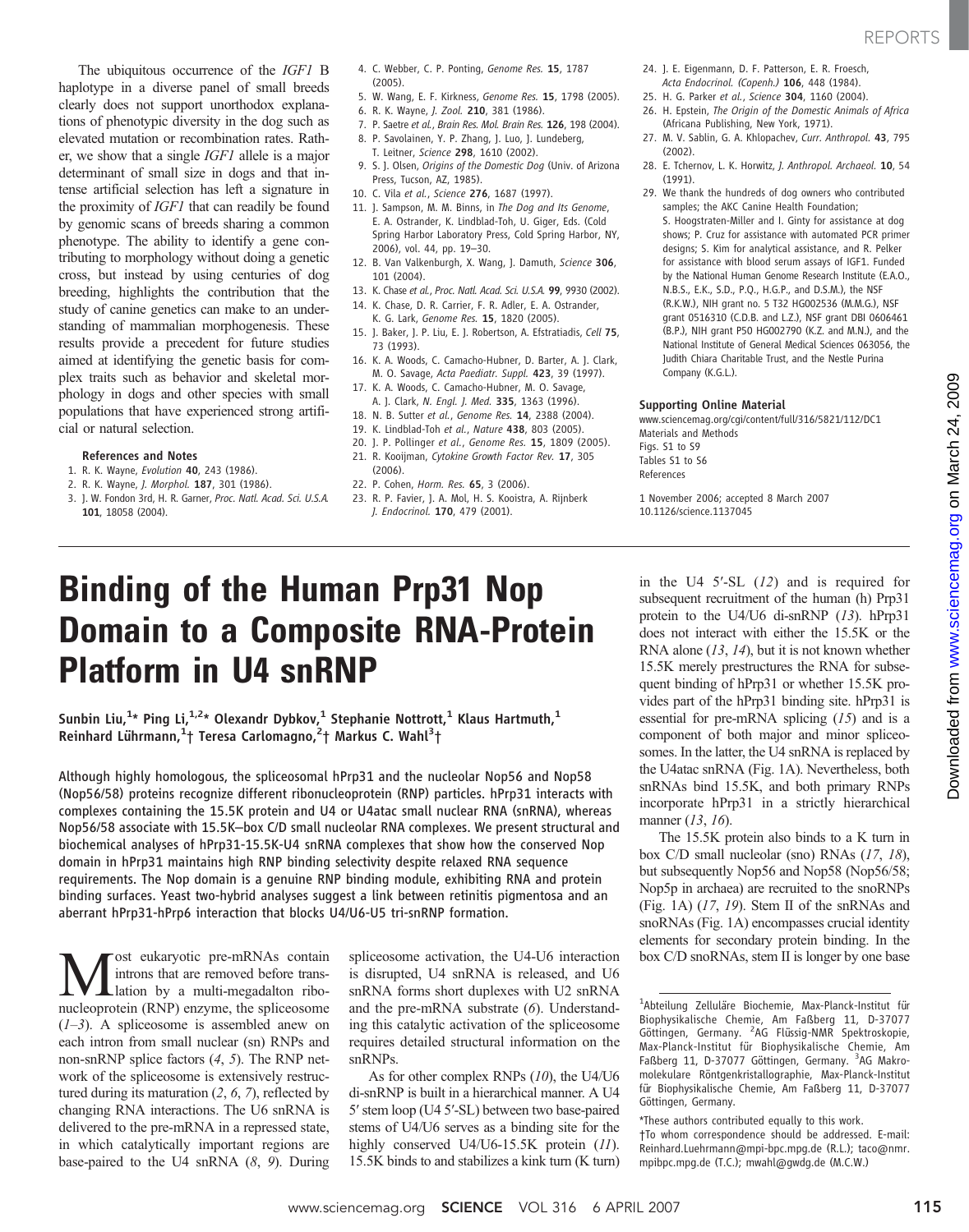The ubiquitous occurrence of the *IGF1* B haplotype in a diverse panel of small breeds clearly does not support unorthodox explanations of phenotypic diversity in the dog such as elevated mutation or recombination rates. Rather, we show that a single *IGF1* allele is a major determinant of small size in dogs and that intense artificial selection has left a signature in the proximity of *IGF1* that can readily be found by genomic scans of breeds sharing a common phenotype. The ability to identify a gene contributing to morphology without doing a genetic cross, but instead by using centuries of dog breeding, highlights the contribution that the study of canine genetics can make to an understanding of mammalian morphogenesis. These results provide a precedent for future studies aimed at identifying the genetic basis for complex traits such as behavior and skeletal morphology in dogs and other species with small populations that have experienced strong artificial or natural selection.

### References and Notes

1. R. K. Wayne, *Evolution* **40**, 243 (1986).
2. R. K. Wayne, *J. Morphol.* **187**, 301 (1986).
3. J. W. Fondon 3rd, H. R. Garner, *Proc. Natl. Acad. Sci. U.S.A.* **101**, 18058 (2004).
4. C. Webber, C. P. Ponting, *Genome Res.* **15**, 1787 (2005).
5. W. Wang, E. F. Kirkness, *Genome Res.* **15**, 1798 (2005).
6. R. K. Wayne, *J. Zool.* **210**, 381 (1986).
7. P. Saetre *et al.*, *Brain Res. Mol. Brain Res.* **126**, 198 (2004).
8. P. Savolainen, Y. P. Zhang, J. Luo, J. Lundeberg, T. Leitner, *Science* **298**, 1610 (2002).
9. S. J. Olsen, *Origins of the Domestic Dog* (Univ. of Arizona Press, Tucson, AZ, 1985).
10. C. Vila *et al.*, *Science* **276**, 1687 (1997).
11. J. Sampson, M. M. Binns, in *The Dog and Its Genome*, E. A. Ostrander, K. Lindblad-Toh, U. Giger, Eds. (Cold Spring Harbor Laboratory Press, Cold Spring Harbor, NY, 2006), vol. 44, pp. 19–30.
12. B. Van Valkenburgh, X. Wang, J. Damuth, *Science* **306**, 101 (2004).
13. K. Chase *et al.*, *Proc. Natl. Acad. Sci. U.S.A.* **99**, 9930 (2002).
14. K. Chase, D. R. Carrier, F. R. Adler, E. A. Ostrander, K. G. Lark, *Genome Res.* **15**, 1820 (2005).
15. J. Baker, J. P. Liu, E. J. Robertson, A. Efstratiadis, *Cell* **75**, 73 (1993).
16. K. A. Woods, C. Camacho-Hubner, D. Barter, A. J. Clark, M. O. Savage, *Acta Paediatr. Suppl.* **423**, 39 (1997).
17. K. A. Woods, C. Camacho-Hubner, M. O. Savage, A. J. Clark, *N. Engl. J. Med.* **335**, 1363 (1996).
18. N. B. Sutter *et al.*, *Genome Res.* **14**, 2388 (2004).
19. K. Lindblad-Toh *et al.*, *Nature* **438**, 803 (2005).
20. J. P. Pollinger *et al.*, *Genome Res.* **15**, 1809 (2005).
21. R. Kooijman, *Cytokine Growth Factor Rev.* **17**, 305 (2006).
22. P. Cohen, *Horm. Res.* **65**, 3 (2006).
23. R. P. Favier, J. A. Mol, H. S. Kooistra, A. Rijnberk *J. Endocrinol.* **170**, 479 (2001).
24. J. E. Eigenmann, D. F. Patterson, E. R. Froesch, *Acta Endocrinol. (Copenh.)* **106**, 448 (1984).
25. H. G. Parker *et al.*, *Science* **304**, 1160 (2004).
26. H. Epstein, *The Origin of the Domestic Animals of Africa* (Africana Publishing, New York, 1971).
27. M. V. Sablin, G. A. Khlopachev, *Curr. Anthropol.* **43**, 795 (2002).
28. E. Tchernov, L. K. Horwitz, *J. Anthropol. Archaeol.* **10**, 54 (1991).
29. We thank the hundreds of dog owners who contributed samples; the AKC Canine Health Foundation; S. Hoogstraten-Miller and I. Ginty for assistance at dog shows; P. Cruz for assistance with automated PCR primer designs; S. Kim for analytical assistance, and R. Pelker for assistance with blood serum assays of IGF1. Funded by the National Human Genome Research Institute (E.A.O., N.B.S., E.K., S.D., P.Q., H.G.P., and D.S.M.), the NSF (R.K.W.), NIH grant no. 5 T32 HG002536 (M.M.G.), NSF grant 0516310 (C.D.B. and L.Z.), NSF grant DBI 0606461 (B.P.), NIH grant P50 HG002790 (K.Z. and M.N.), and the National Institute of General Medical Sciences 063056, the Judith Chiara Charitable Trust, and the Nestle Purina Company (K.G.L.).

### Supporting Online Material

www.sciencemag.org/cgi/content/full/316/5821/112/DC1
Materials and Methods
Figs. S1 to S9
Tables S1 to S6
References

1 November 2006; accepted 8 March 2007
10.1126/science.1137045

# Binding of the Human Prp31 Nop Domain to a Composite RNA-Protein Platform in U4 snRNP

Sunbin Liu,[1]* Ping Li,[1,2]* Olexandr Dybkov,[1] Stephanie Nottrott,[1] Klaus Hartmuth,[1] Reinhard Lührmann,[1]† Teresa Carlomagno,[2]† Markus C. Wahl[3]†

**Although highly homologous, the spliceosomal hPrp31 and the nucleolar Nop56 and Nop58 (Nop56/58) proteins recognize different ribonucleoprotein (RNP) particles. hPrp31 interacts with complexes containing the 15.5K protein and U4 or U4atac small nuclear RNA (snRNA), whereas Nop56/58 associate with 15.5K–box C/D small nucleolar RNA complexes. We present structural and biochemical analyses of hPrp31-15.5K-U4 snRNA complexes that show how the conserved Nop domain in hPrp31 maintains high RNP binding selectivity despite relaxed RNA sequence requirements. The Nop domain is a genuine RNP binding module, exhibiting RNA and protein binding surfaces. Yeast two-hybrid analyses suggest a link between retinitis pigmentosa and an aberrant hPrp31-hPrp6 interaction that blocks U4/U6-U5 tri-snRNP formation.**

Most eukaryotic pre-mRNAs contain introns that are removed before translation by a multi-megadalton ribonucleoprotein (RNP) enzyme, the spliceosome (*1*–*3*). A spliceosome is assembled anew on each intron from small nuclear (sn) RNPs and non-snRNP splice factors (*4*, *5*). The RNP network of the spliceosome is extensively restructured during its maturation (*2*, *6*, *7*), reflected by changing RNA interactions. The U6 snRNA is delivered to the pre-mRNA in a repressed state, in which catalytically important regions are base-paired to the U4 snRNA (*8*, *9*). During spliceosome activation, the U4-U6 interaction is disrupted, U4 snRNA is released, and U6 snRNA forms short duplexes with U2 snRNA and the pre-mRNA substrate (*6*). Understanding this catalytic activation of the spliceosome requires detailed structural information on the snRNPs.

As for other complex RNPs (*10*), the U4/U6 di-snRNP is built in a hierarchical manner. A U4 5′ stem loop (U4 5′-SL) between two base-paired stems of U4/U6 serves as a binding site for the highly conserved U4/U6-15.5K protein (*11*). 15.5K binds to and stabilizes a kink turn (K turn) in the U4 5′-SL (*12*) and is required for subsequent recruitment of the human (h) Prp31 protein to the U4/U6 di-snRNP (*13*). hPrp31 does not interact with either the 15.5K or the RNA alone (*13*, *14*), but it is not known whether 15.5K merely prestructures the RNA for subsequent binding of hPrp31 or whether 15.5K provides part of the hPrp31 binding site. hPrp31 is essential for pre-mRNA splicing (*15*) and is a component of both major and minor spliceosomes. In the latter, the U4 snRNA is replaced by the U4atac snRNA (Fig. 1A). Nevertheless, both snRNAs bind 15.5K, and both primary RNPs incorporate hPrp31 in a strictly hierarchical manner (*13*, *16*).

The 15.5K protein also binds to a K turn in box C/D small nucleolar (sno) RNAs (*17*, *18*), but subsequently Nop56 and Nop58 (Nop56/58; Nop5p in archaea) are recruited to the snoRNPs (Fig. 1A) (*17*, *19*). Stem II of the snRNAs and snoRNAs (Fig. 1A) encompasses crucial identity elements for secondary protein binding. In the box C/D snoRNAs, stem II is longer by one base

[1]Abteilung Zelluläre Biochemie, Max-Planck-Institut für Biophysikalische Chemie, Am Faßberg 11, D-37077 Göttingen, Germany. [2]AG Flüssig-NMR Spektroskopie, Max-Planck-Institut für Biophysikalische Chemie, Am Faßberg 11, D-37077 Göttingen, Germany. [3]AG Makromolekulare Röntgenkristallographie, Max-Planck-Institut für Biophysikalische Chemie, Am Faßberg 11, D-37077 Göttingen, Germany.

*These authors contributed equally to this work.

†To whom correspondence should be addressed. E-mail: Reinhard.Luehrmann@mpi-bpc.mpg.de (R.L.); taco@nmr.mpibpc.mpg.de (T.C.); mwahl@gwdg.de (M.C.W.)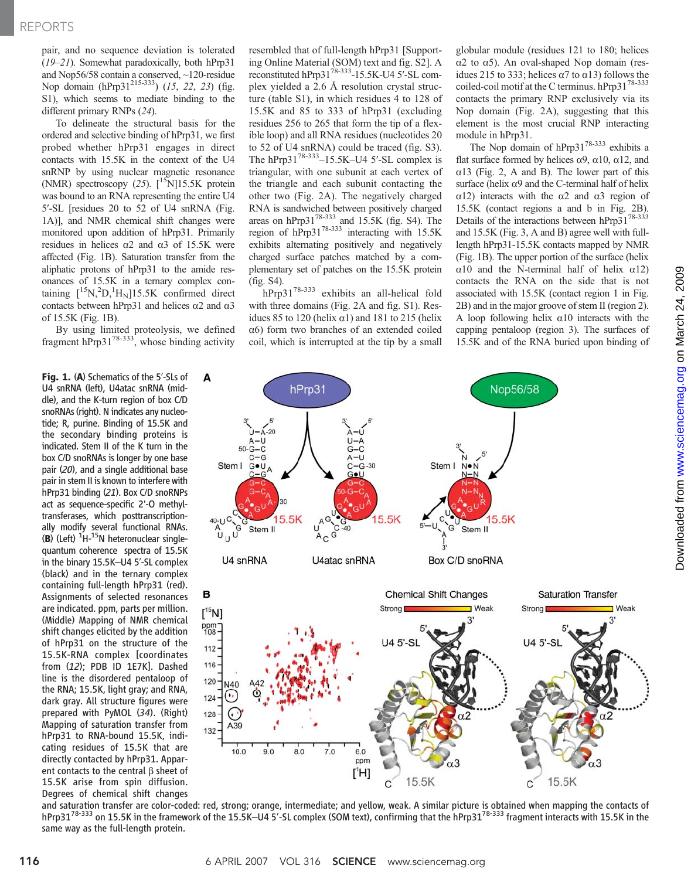pair, and no sequence deviation is tolerated (19–21). Somewhat paradoxically, both hPrp31 and Nop56/58 contain a conserved, ~120-residue Nop domain (hPrp31[215-333]) (15, 22, 23) (fig. S1), which seems to mediate binding to the different primary RNPs (24).

To delineate the structural basis for the ordered and selective binding of hPrp31, we first probed whether hPrp31 engages in direct contacts with 15.5K in the context of the U4 snRNP by using nuclear magnetic resonance (NMR) spectroscopy (25). [$^{15}$N]15.5K protein was bound to an RNA representing the entire U4 5′-SL [residues 20 to 52 of U4 snRNA (Fig. 1A)], and NMR chemical shift changes were monitored upon addition of hPrp31. Primarily residues in helices α2 and α3 of 15.5K were affected (Fig. 1B). Saturation transfer from the aliphatic protons of hPrp31 to the amide resonances of 15.5K in a ternary complex containing [$^{15}$N,$^{2}$D,$^{1}$H$_N$]15.5K confirmed direct contacts between hPrp31 and helices α2 and α3 of 15.5K (Fig. 1B).

By using limited proteolysis, we defined fragment hPrp31[78-333], whose binding activity resembled that of full-length hPrp31 [Supporting Online Material (SOM) text and fig. S2]. A reconstituted hPrp31[78-333]-15.5K-U4 5′-SL complex yielded a 2.6 Å resolution crystal structure (table S1), in which residues 4 to 128 of 15.5K and 85 to 333 of hPrp31 (excluding residues 256 to 265 that form the tip of a flexible loop) and all RNA residues (nucleotides 20 to 52 of U4 snRNA) could be traced (fig. S3). The hPrp31[78-333]–15.5K–U4 5′-SL complex is triangular, with one subunit at each vertex of the triangle and each subunit contacting the other two (Fig. 2A). The negatively charged RNA is sandwiched between positively charged areas on hPrp31[78-333] and 15.5K (fig. S4). The region of hPrp31[78-333] interacting with 15.5K exhibits alternating positively and negatively charged surface patches matched by a complementary set of patches on the 15.5K protein (fig. S4).

hPrp31[78-333] exhibits an all-helical fold with three domains (Fig. 2A and fig. S1). Residues 85 to 120 (helix α1) and 181 to 215 (helix α6) form two branches of an extended coiled coil, which is interrupted at the tip by a small globular module (residues 121 to 180; helices α2 to α5). An oval-shaped Nop domain (residues 215 to 333; helices α7 to α13) follows the coiled-coil motif at the C terminus. hPrp31[78-333] contacts the primary RNP exclusively via its Nop domain (Fig. 2A), suggesting that this element is the most crucial RNP interacting module in hPrp31.

The Nop domain of hPrp31[78-333] exhibits a flat surface formed by helices α9, α10, α12, and α13 (Fig. 2, A and B). The lower part of this surface (helix α9 and the C-terminal half of helix α12) interacts with the α2 and α3 region of 15.5K (contact regions a and b in Fig. 2B). Details of the interactions between hPrp31[78-333] and 15.5K (Fig. 3, A and B) agree well with full-length hPrp31-15.5K contacts mapped by NMR (Fig. 1B). The upper portion of the surface (helix α10 and the N-terminal half of helix α12) contacts the RNA on the side that is not associated with 15.5K (contact region 1 in Fig. 2B) and in the major groove of stem II (region 2). A loop following helix α10 interacts with the capping pentaloop (region 3). The surfaces of 15.5K and of the RNA buried upon binding of

**Fig. 1.** (**A**) Schematics of the 5′-SLs of U4 snRNA (left), U4atac snRNA (middle), and the K-turn region of box C/D snoRNAs (right). N indicates any nucleotide; R, purine. Binding of 15.5K and the secondary binding proteins is indicated. Stem II of the K turn in the box C/D snoRNAs is longer by one base pair (20), and a single additional base pair in stem II is known to interfere with hPrp31 binding (21). Box C/D snoRNPs act as sequence-specific 2′-O methyltransferases, which posttranscriptionally modify several functional RNAs. (**B**) (Left) $^{1}$H-$^{15}$N heteronuclear single-quantum coherence spectra of 15.5K in the binary 15.5K–U4 5′-SL complex (black) and in the ternary complex containing full-length hPrp31 (red). Assignments of selected resonances are indicated. ppm, parts per million. (Middle) Mapping of NMR chemical shift changes elicited by the addition of hPrp31 on the structure of the 15.5K-RNA complex [coordinates from (12); PDB ID 1E7K]. Dashed line is the disordered pentaloop of the RNA; 15.5K, light gray; and RNA, dark gray. All structure figures were prepared with PyMOL (34). (Right) Mapping of saturation transfer from hPrp31 to RNA-bound 15.5K, indicating residues of 15.5K that are directly contacted by hPrp31. Apparent contacts to the central β sheet of 15.5K arise from spin diffusion. Degrees of chemical shift changes and saturation transfer are color-coded: red, strong; orange, intermediate; and yellow, weak. A similar picture is obtained when mapping the contacts of hPrp31[78-333] on 15.5K in the framework of the 15.5K–U4 5′-SL complex (SOM text), confirming that the hPrp31[78-333] fragment interacts with 15.5K in the same way as the full-length protein.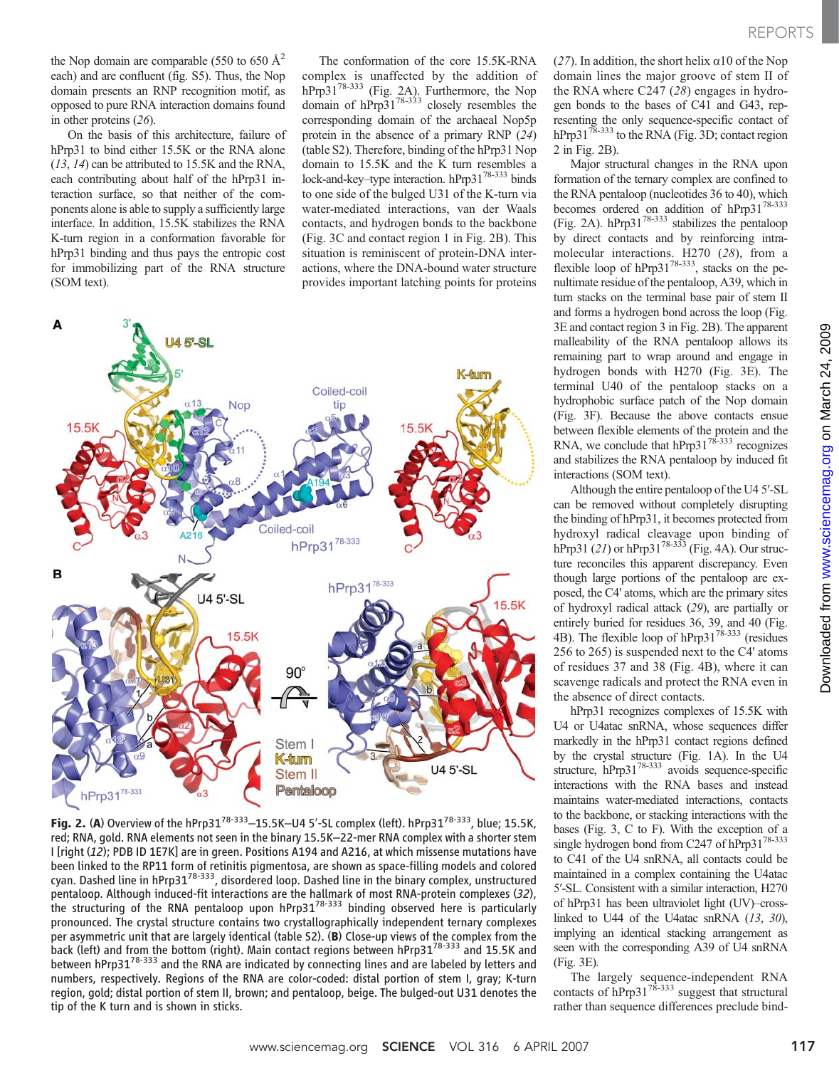the Nop domain are comparable (550 to 650 Å$^2$ each) and are confluent (fig. S5). Thus, the Nop domain presents an RNP recognition motif, as opposed to pure RNA interaction domains found in other proteins (26).

On the basis of this architecture, failure of hPrp31 to bind either 15.5K or the RNA alone (13, 14) can be attributed to 15.5K and the RNA, each contributing about half of the hPrp31 interaction surface, so that neither of the components alone is able to supply a sufficiently large interface. In addition, 15.5K stabilizes the RNA K-turn region in a conformation favorable for hPrp31 binding and thus pays the entropic cost for immobilizing part of the RNA structure (SOM text).

The conformation of the core 15.5K-RNA complex is unaffected by the addition of hPrp31$^{78-333}$ (Fig. 2A). Furthermore, the Nop domain of hPrp31$^{78-333}$ closely resembles the corresponding domain of the archaeal Nop5p protein in the absence of a primary RNP (24) (table S2). Therefore, binding of the hPrp31 Nop domain to 15.5K and the K turn resembles a lock-and-key–type interaction. hPrp31$^{78-333}$ binds to one side of the bulged U31 of the K-turn via water-mediated interactions, van der Waals contacts, and hydrogen bonds to the backbone (Fig. 3C and contact region 1 in Fig. 2B). This situation is reminiscent of protein-DNA interactions, where the DNA-bound water structure provides important latching points for proteins (27). In addition, the short helix α10 of the Nop domain lines the major groove of stem II of the RNA where C247 (28) engages in hydrogen bonds to the bases of C41 and G43, representing the only sequence-specific contact of hPrp31$^{78-333}$ to the RNA (Fig. 3D; contact region 2 in Fig. 2B).

Major structural changes in the RNA upon formation of the ternary complex are confined to the RNA pentaloop (nucleotides 36 to 40), which becomes ordered on addition of hPrp31$^{78-333}$ (Fig. 2A). hPrp31$^{78-333}$ stabilizes the pentaloop by direct contacts and by reinforcing intramolecular interactions. H270 (28), from a flexible loop of hPrp31$^{78-333}$, stacks on the penultimate residue of the pentaloop, A39, which in turn stacks on the terminal base pair of stem II and forms a hydrogen bond across the loop (Fig. 3E and contact region 3 in Fig. 2B). The apparent malleability of the RNA pentaloop allows its remaining part to wrap around and engage in hydrogen bonds with H270 (Fig. 3E). The terminal U40 of the pentaloop stacks on a hydrophobic surface patch of the Nop domain (Fig. 3F). Because the above contacts ensue between flexible elements of the protein and the RNA, we conclude that hPrp31$^{78-333}$ recognizes and stabilizes the RNA pentaloop by induced fit interactions (SOM text).

Although the entire pentaloop of the U4 5′-SL can be removed without completely disrupting the binding of hPrp31, it becomes protected from hydroxyl radical cleavage upon binding of hPrp31 (21) or hPrp31$^{78-333}$ (Fig. 4A). Our structure reconciles this apparent discrepancy. Even though large portions of the pentaloop are exposed, the C4′ atoms, which are the primary sites of hydroxyl radical attack (29), are partially or entirely buried for residues 36, 39, and 40 (Fig. 4B). The flexible loop of hPrp31$^{78-333}$ (residues 256 to 265) is suspended next to the C4′ atoms of residues 37 and 38 (Fig. 4B), where it can scavenge radicals and protect the RNA even in the absence of direct contacts.

hPrp31 recognizes complexes of 15.5K with U4 or U4atac snRNA, whose sequences differ markedly in the hPrp31 contact regions defined by the crystal structure (Fig. 1A). In the U4 structure, hPrp31$^{78-333}$ avoids sequence-specific interactions with the RNA bases and instead maintains water-mediated interactions, contacts to the backbone, or stacking interactions with the bases (Fig. 3, C to F). With the exception of a single hydrogen bond from C247 of hPrp31$^{78-333}$ to C41 of the U4 snRNA, all contacts could be maintained in a complex containing the U4atac 5′-SL. Consistent with a similar interaction, H270 of hPrp31 has been ultraviolet light (UV)–cross-linked to U44 of the U4atac snRNA (13, 30), implying an identical stacking arrangement as seen with the corresponding A39 of U4 snRNA (Fig. 3E).

The largely sequence-independent RNA contacts of hPrp31$^{78-333}$ suggest that structural rather than sequence differences preclude bind-

**Fig. 2.** (**A**) Overview of the hPrp31$^{78-333}$–15.5K–U4 5′-SL complex (left). hPrp31$^{78-333}$, blue; 15.5K, red; RNA, gold. RNA elements not seen in the binary 15.5K–22-mer RNA complex with a shorter stem I [right (12); PDB ID 1E7K] are in green. Positions A194 and A216, at which missense mutations have been linked to the RP11 form of retinitis pigmentosa, are shown as space-filling models and colored cyan. Dashed line in hPrp31$^{78-333}$, disordered loop. Dashed line in the binary complex, unstructured pentaloop. Although induced-fit interactions are the hallmark of most RNA-protein complexes (32), the structuring of the RNA pentaloop upon hPrp31$^{78-333}$ binding observed here is particularly pronounced. The crystal structure contains two crystallographically independent ternary complexes per asymmetric unit that are largely identical (table S2). (**B**) Close-up views of the complex from the back (left) and from the bottom (right). Main contact regions between hPrp31$^{78-333}$ and 15.5K and between hPrp31$^{78-333}$ and the RNA are indicated by connecting lines and are labeled by letters and numbers, respectively. Regions of the RNA are color-coded: distal portion of stem I, gray; K-turn region, gold; distal portion of stem II, brown; and pentaloop, beige. The bulged-out U31 denotes the tip of the K turn and is shown in sticks.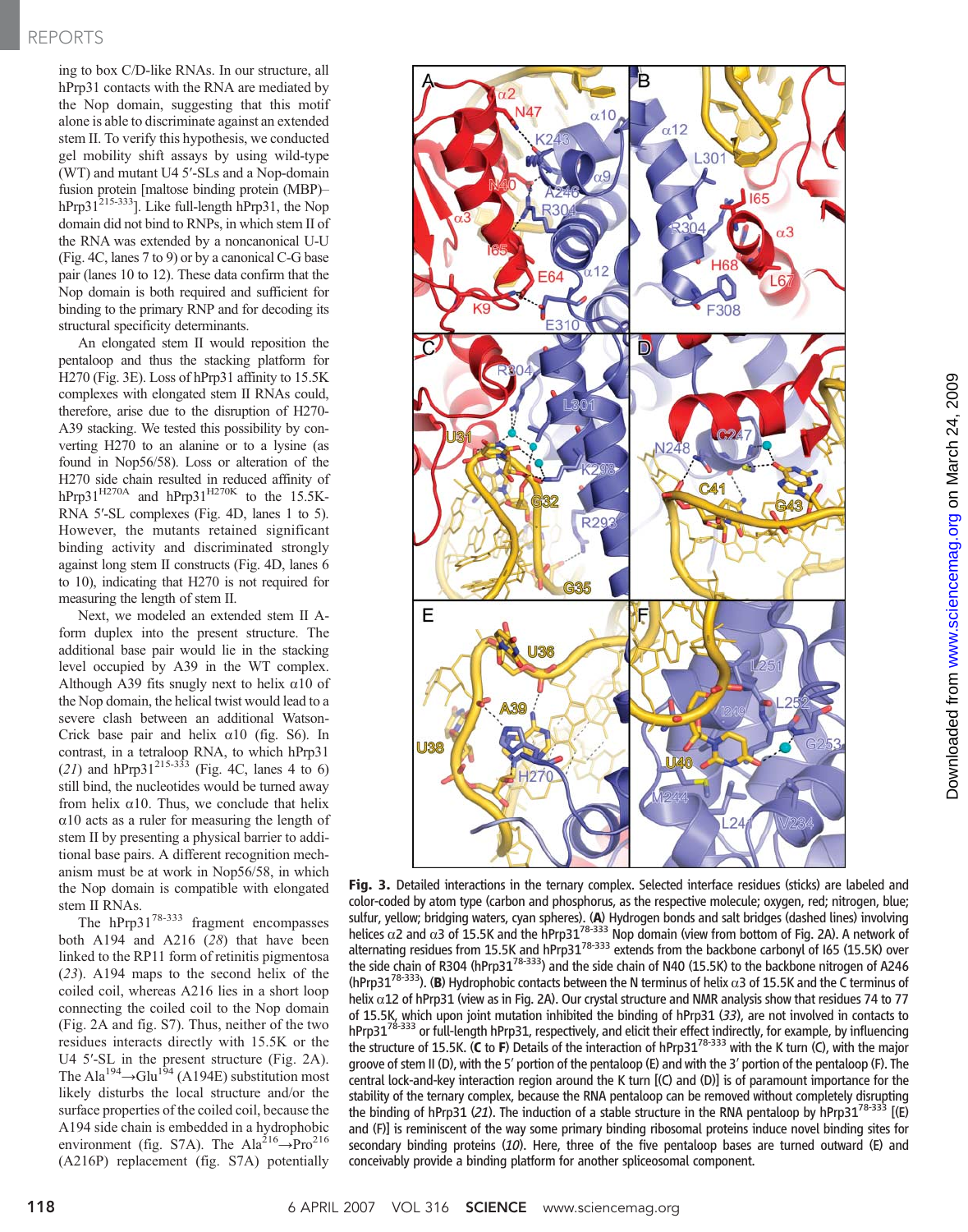ing to box C/D-like RNAs. In our structure, all hPrp31 contacts with the RNA are mediated by the Nop domain, suggesting that this motif alone is able to discriminate against an extended stem II. To verify this hypothesis, we conducted gel mobility shift assays by using wild-type (WT) and mutant U4 5′-SLs and a Nop-domain fusion protein [maltose binding protein (MBP)–hPrp31$^{215\text{-}333}$]. Like full-length hPrp31, the Nop domain did not bind to RNPs, in which stem II of the RNA was extended by a noncanonical U-U (Fig. 4C, lanes 7 to 9) or by a canonical C-G base pair (lanes 10 to 12). These data confirm that the Nop domain is both required and sufficient for binding to the primary RNP and for decoding its structural specificity determinants.

An elongated stem II would reposition the pentaloop and thus the stacking platform for H270 (Fig. 3E). Loss of hPrp31 affinity to 15.5K complexes with elongated stem II RNAs could, therefore, arise due to the disruption of H270-A39 stacking. We tested this possibility by converting H270 to an alanine or to a lysine (as found in Nop56/58). Loss or alteration of the H270 side chain resulted in reduced affinity of hPrp31$^{H270A}$ and hPrp31$^{H270K}$ to the 15.5K-RNA 5′-SL complexes (Fig. 4D, lanes 1 to 5). However, the mutants retained significant binding activity and discriminated strongly against long stem II constructs (Fig. 4D, lanes 6 to 10), indicating that H270 is not required for measuring the length of stem II.

Next, we modeled an extended stem II A-form duplex into the present structure. The additional base pair would lie in the stacking level occupied by A39 in the WT complex. Although A39 fits snugly next to helix α10 of the Nop domain, the helical twist would lead to a severe clash between an additional Watson-Crick base pair and helix α10 (fig. S6). In contrast, in a tetraloop RNA, to which hPrp31 (*21*) and hPrp31$^{215\text{-}333}$ (Fig. 4C, lanes 4 to 6) still bind, the nucleotides would be turned away from helix α10. Thus, we conclude that helix α10 acts as a ruler for measuring the length of stem II by presenting a physical barrier to additional base pairs. A different recognition mechanism must be at work in Nop56/58, in which the Nop domain is compatible with elongated stem II RNAs.

The hPrp31$^{78\text{-}333}$ fragment encompasses both A194 and A216 (*28*) that have been linked to the RP11 form of retinitis pigmentosa (*23*). A194 maps to the second helix of the coiled coil, whereas A216 lies in a short loop connecting the coiled coil to the Nop domain (Fig. 2A and fig. S7). Thus, neither of the two residues interacts directly with 15.5K or the U4 5′-SL in the present structure (Fig. 2A). The Ala$^{194}$→Glu$^{194}$ (A194E) substitution most likely disturbs the local structure and/or the surface properties of the coiled coil, because the A194 side chain is embedded in a hydrophobic environment (fig. S7A). The Ala$^{216}$→Pro$^{216}$ (A216P) replacement (fig. S7A) potentially

**Fig. 3.** Detailed interactions in the ternary complex. Selected interface residues (sticks) are labeled and color-coded by atom type (carbon and phosphorus, as the respective molecule; oxygen, red; nitrogen, blue; sulfur, yellow; bridging waters, cyan spheres). (**A**) Hydrogen bonds and salt bridges (dashed lines) involving helices α2 and α3 of 15.5K and the hPrp31$^{78\text{-}333}$ Nop domain (view from bottom of Fig. 2A). A network of alternating residues from 15.5K and hPrp31$^{78\text{-}333}$ extends from the backbone carbonyl of I65 (15.5K) over the side chain of R304 (hPrp31$^{78\text{-}333}$) and the side chain of N40 (15.5K) to the backbone nitrogen of A246 (hPrp31$^{78\text{-}333}$). (**B**) Hydrophobic contacts between the N terminus of helix α3 of 15.5K and the C terminus of helix α12 of hPrp31 (view as in Fig. 2A). Our crystal structure and NMR analysis show that residues 74 to 77 of 15.5K, which upon joint mutation inhibited the binding of hPrp31 (*33*), are not involved in contacts to hPrp31$^{78\text{-}333}$ or full-length hPrp31, respectively, and elicit their effect indirectly, for example, by influencing the structure of 15.5K. (**C** to **F**) Details of the interaction of hPrp31$^{78\text{-}333}$ with the K turn (C), with the major groove of stem II (D), with the 5′ portion of the pentaloop (E) and with the 3′ portion of the pentaloop (F). The central lock-and-key interaction region around the K turn [(C) and (D)] is of paramount importance for the stability of the ternary complex, because the RNA pentaloop can be removed without completely disrupting the binding of hPrp31 (*21*). The induction of a stable structure in the RNA pentaloop by hPrp31$^{78\text{-}333}$ [(E) and (F)] is reminiscent of the way some primary binding ribosomal proteins induce novel binding sites for secondary binding proteins (*10*). Here, three of the five pentaloop bases are turned outward (E) and conceivably provide a binding platform for another spliceosomal component.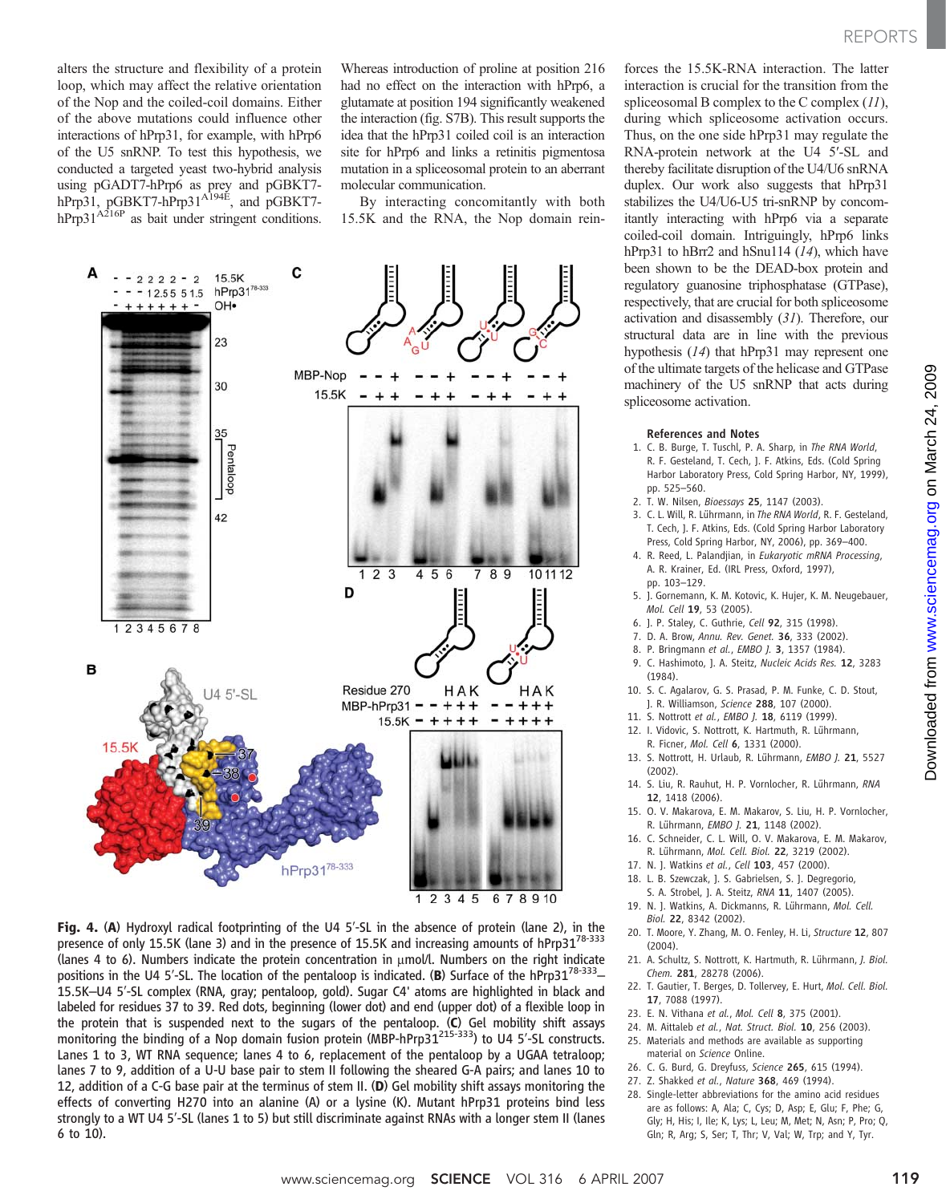alters the structure and flexibility of a protein loop, which may affect the relative orientation of the Nop and the coiled-coil domains. Either of the above mutations could influence other interactions of hPrp31, for example, with hPrp6 of the U5 snRNP. To test this hypothesis, we conducted a targeted yeast two-hybrid analysis using pGADT7-hPrp6 as prey and pGBKT7-hPrp31, pGBKT7-hPrp31$^{A194E}$, and pGBKT7-hPrp31$^{A216P}$ as bait under stringent conditions. Whereas introduction of proline at position 216 had no effect on the interaction with hPrp6, a glutamate at position 194 significantly weakened the interaction (fig. S7B). This result supports the idea that the hPrp31 coiled coil is an interaction site for hPrp6 and links a retinitis pigmentosa mutation in a spliceosomal protein to an aberrant molecular communication.

By interacting concomitantly with both 15.5K and the RNA, the Nop domain reinforces the 15.5K-RNA interaction. The latter interaction is crucial for the transition from the spliceosomal B complex to the C complex (11), during which spliceosome activation occurs. Thus, on the one side hPrp31 may regulate the RNA-protein network at the U4 5′-SL and thereby facilitate disruption of the U4/U6 snRNA duplex. Our work also suggests that hPrp31 stabilizes the U4/U6-U5 tri-snRNP by concomitantly interacting with hPrp6 via a separate coiled-coil domain. Intriguingly, hPrp6 links hPrp31 to hBrr2 and hSnu114 (14), which have been shown to be the DEAD-box protein and regulatory guanosine triphosphatase (GTPase), respectively, that are crucial for both spliceosome activation and disassembly (31). Therefore, our structural data are in line with the previous hypothesis (14) that hPrp31 may represent one of the ultimate targets of the helicase and GTPase machinery of the U5 snRNP that acts during spliceosome activation.

**Fig. 4.** (**A**) Hydroxyl radical footprinting of the U4 5′-SL in the absence of protein (lane 2), in the presence of only 15.5K (lane 3) and in the presence of 15.5K and increasing amounts of hPrp31$^{78-333}$ (lanes 4 to 6). Numbers indicate the protein concentration in μmol/l. Numbers on the right indicate positions in the U4 5′-SL. The location of the pentaloop is indicated. (**B**) Surface of the hPrp31$^{78-333}$–15.5K–U4 5′-SL complex (RNA, gray; pentaloop, gold). Sugar C4′ atoms are highlighted in black and labeled for residues 37 to 39. Red dots, beginning (lower dot) and end (upper dot) of a flexible loop in the protein that is suspended next to the sugars of the pentaloop. (**C**) Gel mobility shift assays monitoring the binding of a Nop domain fusion protein (MBP-hPrp31$^{215-333}$) to U4 5′-SL constructs. Lanes 1 to 3, WT RNA sequence; lanes 4 to 6, replacement of the pentaloop by a UGAA tetraloop; lanes 7 to 9, addition of a U-U base pair to stem II following the sheared G-A pairs; and lanes 10 to 12, addition of a C-G base pair at the terminus of stem II. (**D**) Gel mobility shift assays monitoring the effects of converting H270 into an alanine (A) or a lysine (K). Mutant hPrp31 proteins bind less strongly to a WT U4 5′-SL (lanes 1 to 5) but still discriminate against RNAs with a longer stem II (lanes 6 to 10).

## References and Notes

1. C. B. Burge, T. Tuschl, P. A. Sharp, in *The RNA World*, R. F. Gesteland, T. Cech, J. F. Atkins, Eds. (Cold Spring Harbor Laboratory Press, Cold Spring Harbor, NY, 1999), pp. 525–560.
2. T. W. Nilsen, *Bioessays* **25**, 1147 (2003).
3. C. L. Will, R. Lührmann, in *The RNA World*, R. F. Gesteland, T. Cech, J. F. Atkins, Eds. (Cold Spring Harbor Laboratory Press, Cold Spring Harbor, NY, 2006), pp. 369–400.
4. R. Reed, L. Palandjian, in *Eukaryotic mRNA Processing*, A. R. Krainer, Ed. (IRL Press, Oxford, 1997), pp. 103–129.
5. J. Gornemann, K. M. Kotovic, K. Hujer, K. M. Neugebauer, *Mol. Cell* **19**, 53 (2005).
6. J. P. Staley, C. Guthrie, *Cell* **92**, 315 (1998).
7. D. A. Brow, *Annu. Rev. Genet.* **36**, 333 (2002).
8. P. Bringmann *et al.*, *EMBO J.* **3**, 1357 (1984).
9. C. Hashimoto, J. A. Steitz, *Nucleic Acids Res.* **12**, 3283 (1984).
10. S. C. Agalarov, G. S. Prasad, P. M. Funke, C. D. Stout, J. R. Williamson, *Science* **288**, 107 (2000).
11. S. Nottrott *et al.*, *EMBO J.* **18**, 6119 (1999).
12. I. Vidovic, S. Nottrott, K. Hartmuth, R. Lührmann, R. Ficner, *Mol. Cell* **6**, 1331 (2000).
13. S. Nottrott, H. Urlaub, R. Lührmann, *EMBO J.* **21**, 5527 (2002).
14. S. Liu, R. Rauhut, H. P. Vornlocher, R. Lührmann, *RNA* **12**, 1418 (2006).
15. O. V. Makarova, E. M. Makarov, S. Liu, H. P. Vornlocher, R. Lührmann, *EMBO J.* **21**, 1148 (2002).
16. C. Schneider, C. L. Will, O. V. Makarova, E. M. Makarov, R. Lührmann, *Mol. Cell. Biol.* **22**, 3219 (2002).
17. N. J. Watkins *et al.*, *Cell* **103**, 457 (2000).
18. L. B. Szewczak, J. S. Gabrielsen, S. J. Degregorio, S. A. Strobel, J. A. Steitz, *RNA* **11**, 1407 (2005).
19. N. J. Watkins, A. Dickmanns, R. Lührmann, *Mol. Cell. Biol.* **22**, 8342 (2002).
20. T. Moore, Y. Zhang, M. O. Fenley, H. Li, *Structure* **12**, 807 (2004).
21. A. Schultz, S. Nottrott, K. Hartmuth, R. Lührmann, *J. Biol. Chem.* **281**, 28278 (2006).
22. T. Gautier, T. Berges, D. Tollervey, E. Hurt, *Mol. Cell. Biol.* **17**, 7088 (1997).
23. E. N. Vithana *et al.*, *Mol. Cell* **8**, 375 (2001).
24. M. Aittaleb *et al.*, *Nat. Struct. Biol.* **10**, 256 (2003).
25. Materials and methods are available as supporting material on *Science* Online.
26. C. G. Burd, G. Dreyfuss, *Science* **265**, 615 (1994).
27. Z. Shakked *et al.*, *Nature* **368**, 469 (1994).
28. Single-letter abbreviations for the amino acid residues are as follows: A, Ala; C, Cys; D, Asp; E, Glu; F, Phe; G, Gly; H, His; I, Ile; K, Lys; L, Leu; M, Met; N, Asn; P, Pro; Q, Gln; R, Arg; S, Ser; T, Thr; V, Val; W, Trp; and Y, Tyr.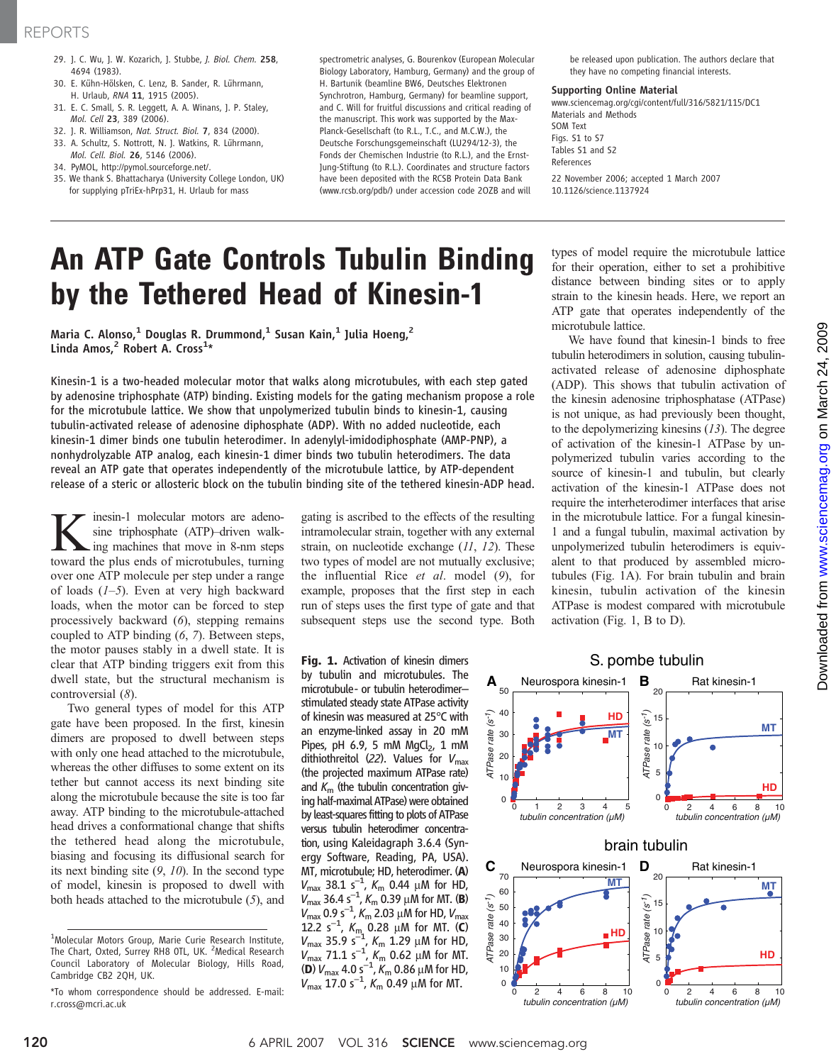29. J. C. Wu, J. W. Kozarich, J. Stubbe, *J. Biol. Chem.* **258**, 4694 (1983).
30. E. Kühn-Hölsken, C. Lenz, B. Sander, R. Lührmann, H. Urlaub, *RNA* **11**, 1915 (2005).
31. E. C. Small, S. R. Leggett, A. A. Winans, J. P. Staley, *Mol. Cell* **23**, 389 (2006).
32. J. R. Williamson, *Nat. Struct. Biol.* **7**, 834 (2000).
33. A. Schultz, S. Nottrott, N. J. Watkins, R. Lührmann, *Mol. Cell. Biol.* **26**, 5146 (2006).
34. PyMOL, http://pymol.sourceforge.net/.
35. We thank S. Bhattacharya (University College London, UK) for supplying pTriEx-hPrp31, H. Urlaub for mass spectrometric analyses, G. Bourenkov (European Molecular Biology Laboratory, Hamburg, Germany) and the group of H. Bartunik (beamline BW6, Deutsches Elektronen Synchrotron, Hamburg, Germany) for beamline support, and C. Will for fruitful discussions and critical reading of the manuscript. This work was supported by the Max-Planck-Gesellschaft (to R.L., C.L., and M.C.W.), the Deutsche Forschungsgemeinschaft (LU294/12-3), the Fonds der Chemischen Industrie (to R.L.), and the Ernst-Jung-Stiftung (to R.L.). Coordinates and structure factors have been deposited with the RCSB Protein Data Bank (www.rcsb.org/pdb/) under accession code 2OZB and will be released upon publication. The authors declare that they have no competing financial interests.

**Supporting Online Material**
www.sciencemag.org/cgi/content/full/316/5821/115/DC1
Materials and Methods
SOM Text
Figs. S1 to S7
Tables S1 and S2
References

22 November 2006; accepted 1 March 2007
10.1126/science.1137924

# An ATP Gate Controls Tubulin Binding by the Tethered Head of Kinesin-1

**Maria C. Alonso,[1] Douglas R. Drummond,[1] Susan Kain,[1] Julia Hoeng,[2] Linda Amos,[2] Robert A. Cross[1]***

Kinesin-1 is a two-headed molecular motor that walks along microtubules, with each step gated by adenosine triphosphate (ATP) binding. Existing models for the gating mechanism propose a role for the microtubule lattice. We show that unpolymerized tubulin binds to kinesin-1, causing tubulin-activated release of adenosine diphosphate (ADP). With no added nucleotide, each kinesin-1 dimer binds one tubulin heterodimer. In adenylyl-imidodiphosphate (AMP-PNP), a nonhydrolyzable ATP analog, each kinesin-1 dimer binds two tubulin heterodimers. The data reveal an ATP gate that operates independently of the microtubule lattice, by ATP-dependent release of a steric or allosteric block on the tubulin binding site of the tethered kinesin-ADP head.

Kinesin-1 molecular motors are adenosine triphosphate (ATP)–driven walking machines that move in 8-nm steps toward the plus ends of microtubules, turning over one ATP molecule per step under a range of loads (*1–5*). Even at very high backward loads, when the motor can be forced to step processively backward (*6*), stepping remains coupled to ATP binding (*6*, *7*). Between steps, the motor pauses stably in a dwell state. It is clear that ATP binding triggers exit from this dwell state, but the structural mechanism is controversial (*8*).

Two general types of model for this ATP gate have been proposed. In the first, kinesin dimers are proposed to dwell between steps with only one head attached to the microtubule, whereas the other diffuses to some extent on its tether but cannot access its next binding site along the microtubule because the site is too far away. ATP binding to the microtubule-attached head drives a conformational change that shifts the tethered head along the microtubule, biasing and focusing its diffusional search for its next binding site (*9*, *10*). In the second type of model, kinesin is proposed to dwell with both heads attached to the microtubule (*5*), and gating is ascribed to the effects of the resulting intramolecular strain, together with any external strain, on nucleotide exchange (*11*, *12*). These two types of model are not mutually exclusive; the influential Rice *et al.* model (*9*), for example, proposes that the first step in each run of steps uses the first type of gate and that subsequent steps use the second type. Both types of model require the microtubule lattice for their operation, either to set a prohibitive distance between binding sites or to apply strain to the kinesin heads. Here, we report an ATP gate that operates independently of the microtubule lattice.

We have found that kinesin-1 binds to free tubulin heterodimers in solution, causing tubulin-activated release of adenosine diphosphate (ADP). This shows that tubulin activation of the kinesin adenosine triphosphatase (ATPase) is not unique, as had previously been thought, to the depolymerizing kinesins (*13*). The degree of activation of the kinesin-1 ATPase by unpolymerized tubulin varies according to the source of kinesin-1 and tubulin, but clearly activation of the kinesin-1 ATPase does not require the interheterodimer interfaces that arise in the microtubule lattice. For a fungal kinesin-1 and a fungal tubulin, maximal activation by unpolymerized tubulin heterodimers is equivalent to that produced by assembled microtubules (Fig. 1A). For brain tubulin and brain kinesin, tubulin activation of the kinesin ATPase is modest compared with microtubule activation (Fig. 1, B to D).

S. pombe tubulin
A Neurospora kinesin-1
B Rat kinesin-1
brain tubulin
C Neurospora kinesin-1
D Rat kinesin-1
ATPase rate ($s^{-1}$)
tubulin concentration (μM)
HD
MT

**Fig. 1.** Activation of kinesin dimers by tubulin and microtubules. The microtubule- or tubulin heterodimer–stimulated steady state ATPase activity of kinesin was measured at 25°C with an enzyme-linked assay in 20 mM Pipes, pH 6.9, 5 mM $MgCl_2$, 1 mM dithiothreitol (*22*). Values for $V_{max}$ (the projected maximum ATPase rate) and $K_m$ (the tubulin concentration giving half-maximal ATPase) were obtained by least-squares fitting to plots of ATPase versus tubulin heterodimer concentration, using Kaleidagraph 3.6.4 (Synergy Software, Reading, PA, USA). MT, microtubule; HD, heterodimer. (**A**) $V_{max}$ 38.1 $s^{-1}$, $K_m$ 0.44 μM for HD, $V_{max}$ 36.4 $s^{-1}$, $K_m$ 0.39 μM for MT. (**B**) $V_{max}$ 0.9 $s^{-1}$, $K_m$ 2.03 μM for HD, $V_{max}$ 12.2 $s^{-1}$, $K_m$ 0.28 μM for MT. (**C**) $V_{max}$ 35.9 $s^{-1}$, $K_m$ 1.29 μM for HD, $V_{max}$ 71.1 $s^{-1}$, $K_m$ 0.62 μM for MT. (**D**) $V_{max}$ 4.0 $s^{-1}$, $K_m$ 0.86 μM for HD, $V_{max}$ 17.0 $s^{-1}$, $K_m$ 0.49 μM for MT.

[1]Molecular Motors Group, Marie Curie Research Institute, The Chart, Oxted, Surrey RH8 0TL, UK. [2]Medical Research Council Laboratory of Molecular Biology, Hills Road, Cambridge CB2 2QH, UK.

*To whom correspondence should be addressed. E-mail: r.cross@mcri.ac.uk